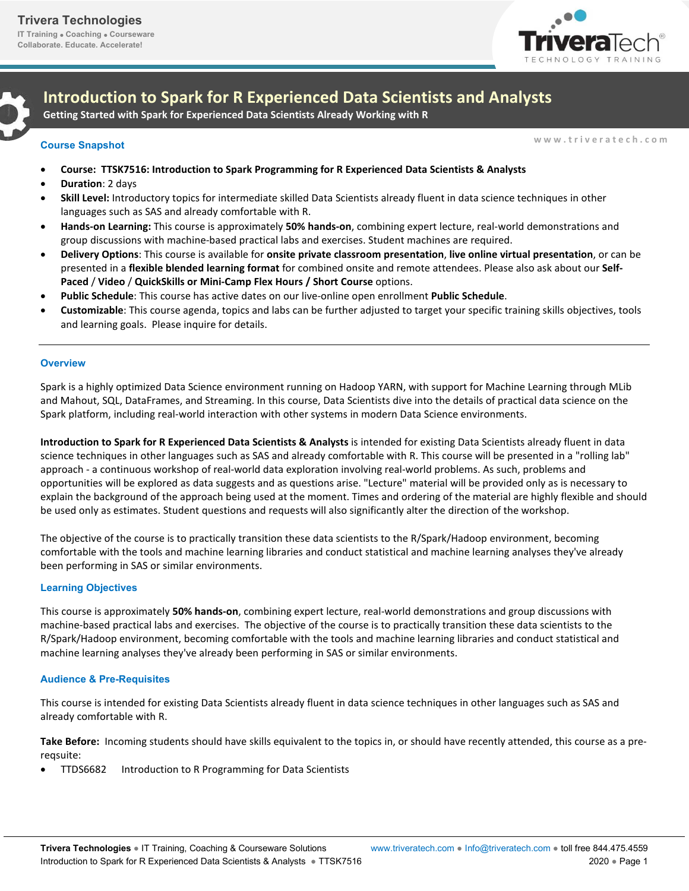# Introduction to Spark for R Experienced Data Scientists and Analysts

**Getting Started with Spark for Experienced Data Scientists Already Working with R**

## Course Snapshot

- **Course: TTSK7516: Introduction to Spark Programming for R Experienced Data Scientists & Analysts**
- **Duration**: 2 days
- **Skill Level:** Introductory topics for intermediate skilled Data Scientists already fluent in data science techniques in other languages such as SAS and already comfortable with R.
- **Hands-on Learning:** This course is approximately **50% hands-on**, combining expert lecture, real-world demonstrations and group discussions with machine-based practical labs and exercises. Student machines are required.
- **Delivery Options**: This course is available for **onsite private classroom presentation**, **live online virtual presentation**, or can be presented in a **flexible blended learning format** for combined onsite and remote attendees. Please also ask about our **Self-Paced** / **Video** / **QuickSkills or Mini-Camp Flex Hours / Short Course** options.
- **Public Schedule**: This course has active dates on our live-online open enrollment **Public Schedule**.
- **Customizable**: This course agenda, topics and labs can be further adjusted to target your specific training skills objectives, tools and learning goals. Please inquire for details.

---

## Overview

Spark is a highly optimized Data Science environment running on Hadoop YARN, with support for Machine Learning through MLib and Mahout, SQL, DataFrames, and Streaming. In this course, Data Scientists dive into the details of practical data science on the Spark platform, including real-world interaction with other systems in modern Data Science environments.

**Introduction to Spark for R Experienced Data Scientists & Analysts** is intended for existing Data Scientists already fluent in data science techniques in other languages such as SAS and already comfortable with R. This course will be presented in a "rolling lab" approach - a continuous workshop of real-world data exploration involving real-world problems. As such, problems and opportunities will be explored as data suggests and as questions arise. "Lecture" material will be provided only as is necessary to explain the background of the approach being used at the moment. Times and ordering of the material are highly flexible and should be used only as estimates. Student questions and requests will also significantly alter the direction of the workshop.

The objective of the course is to practically transition these data scientists to the R/Spark/Hadoop environment, becoming comfortable with the tools and machine learning libraries and conduct statistical and machine learning analyses they've already been performing in SAS or similar environments.

## Learning Objectives

This course is approximately **50% hands-on**, combining expert lecture, real-world demonstrations and group discussions with machine-based practical labs and exercises. The objective of the course is to practically transition these data scientists to the R/Spark/Hadoop environment, becoming comfortable with the tools and machine learning libraries and conduct statistical and machine learning analyses they've already been performing in SAS or similar environments.

## Audience & Pre-Requisites

This course is intended for existing Data Scientists already fluent in data science techniques in other languages such as SAS and already comfortable with R.

**Take Before:** Incoming students should have skills equivalent to the topics in, or should have recently attended, this course as a pre-reqsuite:

- TTDS6682 Introduction to R Programming for Data Scientists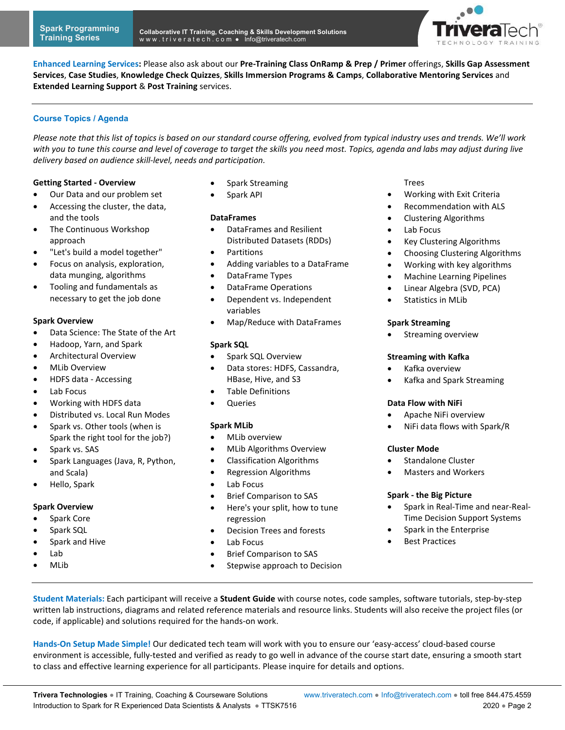**Enhanced Learning Services:** Please also ask about our **Pre-Training Class OnRamp & Prep / Primer** offerings, **Skills Gap Assessment Services**, **Case Studies**, **Knowledge Check Quizzes**, **Skills Immersion Programs & Camps**, **Collaborative Mentoring Services** and **Extended Learning Support** & **Post Training** services.

---

## Course Topics / Agenda

*Please note that this list of topics is based on our standard course offering, evolved from typical industry uses and trends. We'll work with you to tune this course and level of coverage to target the skills you need most. Topics, agenda and labs may adjust during live delivery based on audience skill-level, needs and participation.*

**Getting Started - Overview**

- Our Data and our problem set
- Accessing the cluster, the data, and the tools
- The Continuous Workshop approach
- "Let's build a model together"
- Focus on analysis, exploration, data munging, algorithms
- Tooling and fundamentals as necessary to get the job done

**Spark Overview**

- Data Science: The State of the Art
- Hadoop, Yarn, and Spark
- Architectural Overview
- MLib Overview
- HDFS data - Accessing
- Lab Focus
- Working with HDFS data
- Distributed vs. Local Run Modes
- Spark vs. Other tools (when is Spark the right tool for the job?)
- Spark vs. SAS
- Spark Languages (Java, R, Python, and Scala)
- Hello, Spark

**Spark Overview**

- Spark Core
- Spark SQL
- Spark and Hive
- Lab
- MLib
- Spark Streaming
- Spark API

**DataFrames**

- DataFrames and Resilient Distributed Datasets (RDDs)
- Partitions
- Adding variables to a DataFrame
- DataFrame Types
- DataFrame Operations
- Dependent vs. Independent variables
- Map/Reduce with DataFrames

**Spark SQL**

- Spark SQL Overview
- Data stores: HDFS, Cassandra, HBase, Hive, and S3
- Table Definitions
- Queries

**Spark MLib**

- MLib overview
- MLib Algorithms Overview
- Classification Algorithms
- Regression Algorithms
- Lab Focus
- Brief Comparison to SAS
- Here's your split, how to tune regression
- Decision Trees and forests
- Lab Focus
- Brief Comparison to SAS
- Stepwise approach to Decision Trees
- Working with Exit Criteria
- Recommendation with ALS
- Clustering Algorithms
- Lab Focus
- Key Clustering Algorithms
- Choosing Clustering Algorithms
- Working with key algorithms
- Machine Learning Pipelines
- Linear Algebra (SVD, PCA)
- Statistics in MLib

**Spark Streaming**

- Streaming overview

**Streaming with Kafka**

- Kafka overview
- Kafka and Spark Streaming

**Data Flow with NiFi**

- Apache NiFi overview
- NiFi data flows with Spark/R

**Cluster Mode**

- Standalone Cluster
- Masters and Workers

**Spark - the Big Picture**

- Spark in Real-Time and near-Real-Time Decision Support Systems
- Spark in the Enterprise
- Best Practices

---

**Student Materials:** Each participant will receive a **Student Guide** with course notes, code samples, software tutorials, step-by-step written lab instructions, diagrams and related reference materials and resource links. Students will also receive the project files (or code, if applicable) and solutions required for the hands-on work.

**Hands-On Setup Made Simple!** Our dedicated tech team will work with you to ensure our 'easy-access' cloud-based course environment is accessible, fully-tested and verified as ready to go well in advance of the course start date, ensuring a smooth start to class and effective learning experience for all participants. Please inquire for details and options.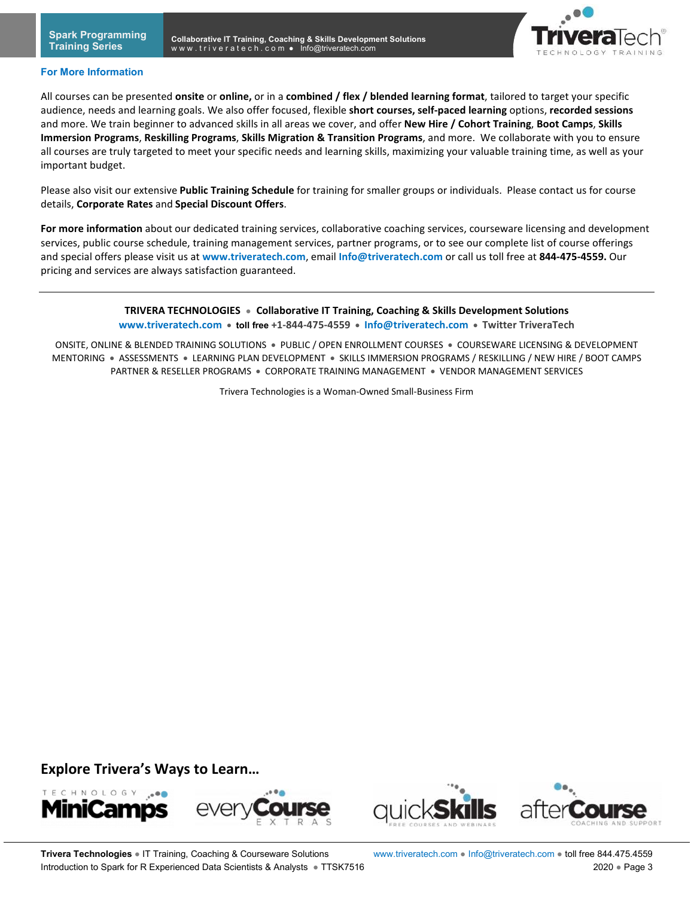### For More Information

All courses can be presented **onsite** or **online,** or in a **combined / flex / blended learning format**, tailored to target your specific audience, needs and learning goals. We also offer focused, flexible **short courses, self-paced learning** options, **recorded sessions** and more. We train beginner to advanced skills in all areas we cover, and offer **New Hire / Cohort Training**, **Boot Camps**, **Skills Immersion Programs**, **Reskilling Programs**, **Skills Migration & Transition Programs**, and more. We collaborate with you to ensure all courses are truly targeted to meet your specific needs and learning skills, maximizing your valuable training time, as well as your important budget.

Please also visit our extensive **Public Training Schedule** for training for smaller groups or individuals. Please contact us for course details, **Corporate Rates** and **Special Discount Offers**.

**For more information** about our dedicated training services, collaborative coaching services, courseware licensing and development services, public course schedule, training management services, partner programs, or to see our complete list of course offerings and special offers please visit us at **www.triveratech.com**, email **Info@triveratech.com** or call us toll free at **844-475-4559.** Our pricing and services are always satisfaction guaranteed.

---

**TRIVERA TECHNOLOGIES** • **Collaborative IT Training, Coaching & Skills Development Solutions**
**www.triveratech.com** • **toll free +1-844-475-4559** • **Info@triveratech.com** • **Twitter TriveraTech**

ONSITE, ONLINE & BLENDED TRAINING SOLUTIONS • PUBLIC / OPEN ENROLLMENT COURSES • COURSEWARE LICENSING & DEVELOPMENT
MENTORING • ASSESSMENTS • LEARNING PLAN DEVELOPMENT • SKILLS IMMERSION PROGRAMS / RESKILLING / NEW HIRE / BOOT CAMPS
PARTNER & RESELLER PROGRAMS • CORPORATE TRAINING MANAGEMENT • VENDOR MANAGEMENT SERVICES

Trivera Technologies is a Woman-Owned Small-Business Firm

## Explore Trivera's Ways to Learn…

TECHNOLOGY MiniCamps

everyCourse EXTRAS

quickSkills FREE COURSES AND WEBINARS

afterCourse COACHING AND SUPPORT